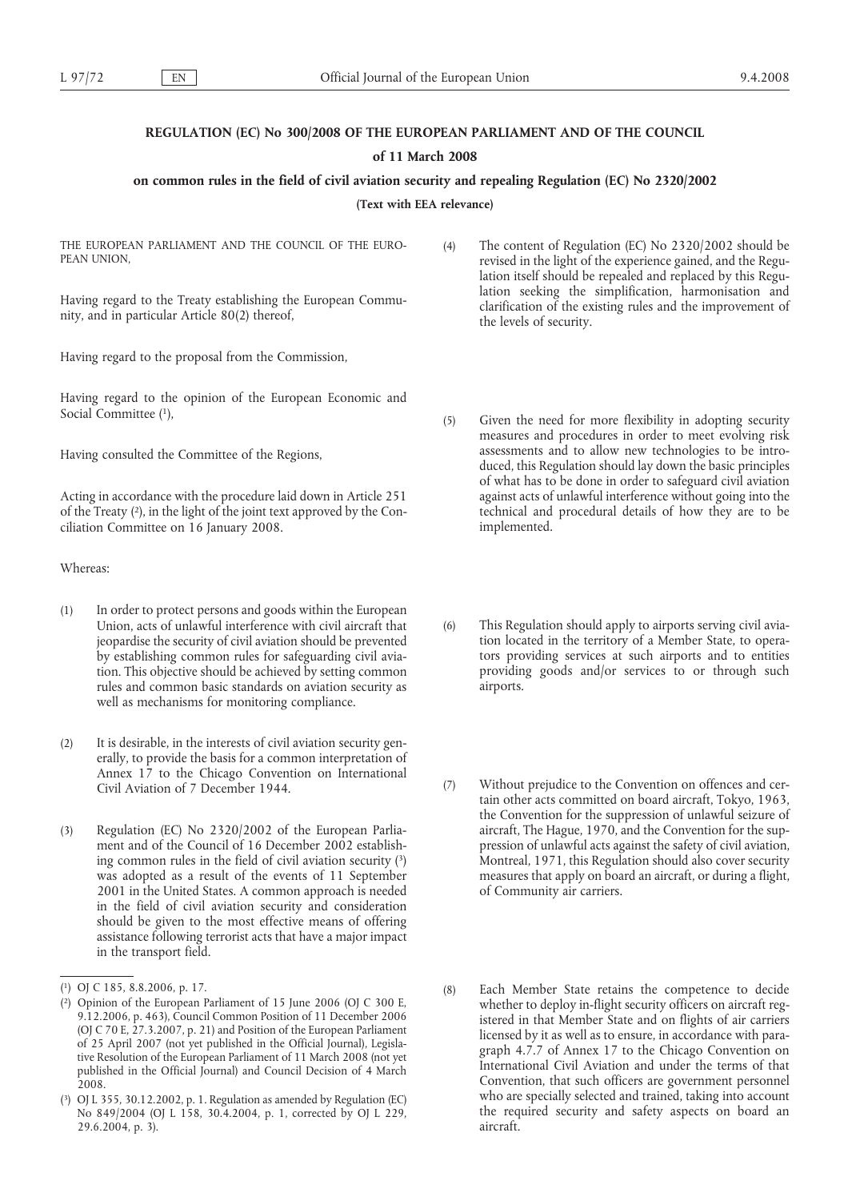**REGULATION (EC) No 300/2008 OF THE EUROPEAN PARLIAMENT AND OF THE COUNCIL**

**of 11 March 2008**

**on common rules in the field of civil aviation security and repealing Regulation (EC) No 2320/2002**

**(Text with EEA relevance)**

THE EUROPEAN PARLIAMENT AND THE COUNCIL OF THE EUROPEAN UNION,

Having regard to the Treaty establishing the European Community, and in particular Article 80(2) thereof,

Having regard to the proposal from the Commission,

Having regard to the opinion of the European Economic and Social Committee ([1]),

Having consulted the Committee of the Regions,

Acting in accordance with the procedure laid down in Article 251 of the Treaty ([2]), in the light of the joint text approved by the Conciliation Committee on 16 January 2008.

Whereas:

(1) In order to protect persons and goods within the European Union, acts of unlawful interference with civil aircraft that jeopardise the security of civil aviation should be prevented by establishing common rules for safeguarding civil aviation. This objective should be achieved by setting common rules and common basic standards on aviation security as well as mechanisms for monitoring compliance.

(2) It is desirable, in the interests of civil aviation security generally, to provide the basis for a common interpretation of Annex 17 to the Chicago Convention on International Civil Aviation of 7 December 1944.

(3) Regulation (EC) No 2320/2002 of the European Parliament and of the Council of 16 December 2002 establishing common rules in the field of civil aviation security ([3]) was adopted as a result of the events of 11 September 2001 in the United States. A common approach is needed in the field of civil aviation security and consideration should be given to the most effective means of offering assistance following terrorist acts that have a major impact in the transport field.

(4) The content of Regulation (EC) No 2320/2002 should be revised in the light of the experience gained, and the Regulation itself should be repealed and replaced by this Regulation seeking the simplification, harmonisation and clarification of the existing rules and the improvement of the levels of security.

(5) Given the need for more flexibility in adopting security measures and procedures in order to meet evolving risk assessments and to allow new technologies to be introduced, this Regulation should lay down the basic principles of what has to be done in order to safeguard civil aviation against acts of unlawful interference without going into the technical and procedural details of how they are to be implemented.

(6) This Regulation should apply to airports serving civil aviation located in the territory of a Member State, to operators providing services at such airports and to entities providing goods and/or services to or through such airports.

(7) Without prejudice to the Convention on offences and certain other acts committed on board aircraft, Tokyo, 1963, the Convention for the suppression of unlawful seizure of aircraft, The Hague, 1970, and the Convention for the suppression of unlawful acts against the safety of civil aviation, Montreal, 1971, this Regulation should also cover security measures that apply on board an aircraft, or during a flight, of Community air carriers.

(8) Each Member State retains the competence to decide whether to deploy in-flight security officers on aircraft registered in that Member State and on flights of air carriers licensed by it as well as to ensure, in accordance with paragraph 4.7.7 of Annex 17 to the Chicago Convention on International Civil Aviation and under the terms of that Convention, that such officers are government personnel who are specially selected and trained, taking into account the required security and safety aspects on board an aircraft.

---

([1]) OJ C 185, 8.8.2006, p. 17.

([2]) Opinion of the European Parliament of 15 June 2006 (OJ C 300 E, 9.12.2006, p. 463), Council Common Position of 11 December 2006 (OJ C 70 E, 27.3.2007, p. 21) and Position of the European Parliament of 25 April 2007 (not yet published in the Official Journal), Legislative Resolution of the European Parliament of 11 March 2008 (not yet published in the Official Journal) and Council Decision of 4 March 2008.

([3]) OJ L 355, 30.12.2002, p. 1. Regulation as amended by Regulation (EC) No 849/2004 (OJ L 158, 30.4.2004, p. 1, corrected by OJ L 229, 29.6.2004, p. 3).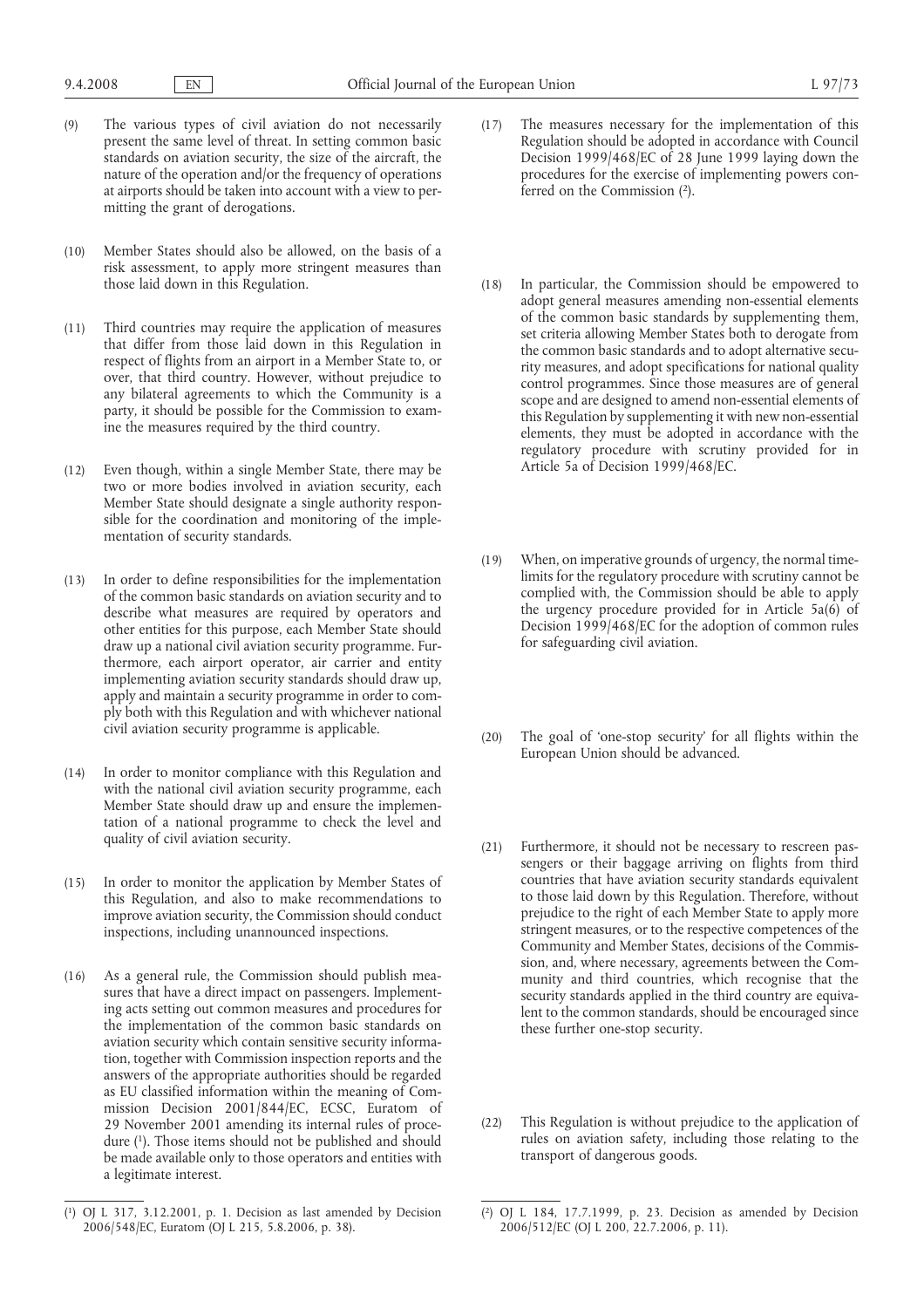(9) The various types of civil aviation do not necessarily present the same level of threat. In setting common basic standards on aviation security, the size of the aircraft, the nature of the operation and/or the frequency of operations at airports should be taken into account with a view to permitting the grant of derogations.

(10) Member States should also be allowed, on the basis of a risk assessment, to apply more stringent measures than those laid down in this Regulation.

(11) Third countries may require the application of measures that differ from those laid down in this Regulation in respect of flights from an airport in a Member State to, or over, that third country. However, without prejudice to any bilateral agreements to which the Community is a party, it should be possible for the Commission to examine the measures required by the third country.

(12) Even though, within a single Member State, there may be two or more bodies involved in aviation security, each Member State should designate a single authority responsible for the coordination and monitoring of the implementation of security standards.

(13) In order to define responsibilities for the implementation of the common basic standards on aviation security and to describe what measures are required by operators and other entities for this purpose, each Member State should draw up a national civil aviation security programme. Furthermore, each airport operator, air carrier and entity implementing aviation security standards should draw up, apply and maintain a security programme in order to comply both with this Regulation and with whichever national civil aviation security programme is applicable.

(14) In order to monitor compliance with this Regulation and with the national civil aviation security programme, each Member State should draw up and ensure the implementation of a national programme to check the level and quality of civil aviation security.

(15) In order to monitor the application by Member States of this Regulation, and also to make recommendations to improve aviation security, the Commission should conduct inspections, including unannounced inspections.

(16) As a general rule, the Commission should publish measures that have a direct impact on passengers. Implementing acts setting out common measures and procedures for the implementation of the common basic standards on aviation security which contain sensitive security information, together with Commission inspection reports and the answers of the appropriate authorities should be regarded as EU classified information within the meaning of Commission Decision 2001/844/EC, ECSC, Euratom of 29 November 2001 amending its internal rules of procedure [1]. Those items should not be published and should be made available only to those operators and entities with a legitimate interest.

(17) The measures necessary for the implementation of this Regulation should be adopted in accordance with Council Decision 1999/468/EC of 28 June 1999 laying down the procedures for the exercise of implementing powers conferred on the Commission [2].

(18) In particular, the Commission should be empowered to adopt general measures amending non-essential elements of the common basic standards by supplementing them, set criteria allowing Member States both to derogate from the common basic standards and to adopt alternative security measures, and adopt specifications for national quality control programmes. Since those measures are of general scope and are designed to amend non-essential elements of this Regulation by supplementing it with new non-essential elements, they must be adopted in accordance with the regulatory procedure with scrutiny provided for in Article 5a of Decision 1999/468/EC.

(19) When, on imperative grounds of urgency, the normal time-limits for the regulatory procedure with scrutiny cannot be complied with, the Commission should be able to apply the urgency procedure provided for in Article 5a(6) of Decision 1999/468/EC for the adoption of common rules for safeguarding civil aviation.

(20) The goal of 'one-stop security' for all flights within the European Union should be advanced.

(21) Furthermore, it should not be necessary to rescreen passengers or their baggage arriving on flights from third countries that have aviation security standards equivalent to those laid down by this Regulation. Therefore, without prejudice to the right of each Member State to apply more stringent measures, or to the respective competences of the Community and Member States, decisions of the Commission, and, where necessary, agreements between the Community and third countries, which recognise that the security standards applied in the third country are equivalent to the common standards, should be encouraged since these further one-stop security.

(22) This Regulation is without prejudice to the application of rules on aviation safety, including those relating to the transport of dangerous goods.

---

[1] OJ L 317, 3.12.2001, p. 1. Decision as last amended by Decision 2006/548/EC, Euratom (OJ L 215, 5.8.2006, p. 38).

[2] OJ L 184, 17.7.1999, p. 23. Decision as amended by Decision 2006/512/EC (OJ L 200, 22.7.2006, p. 11).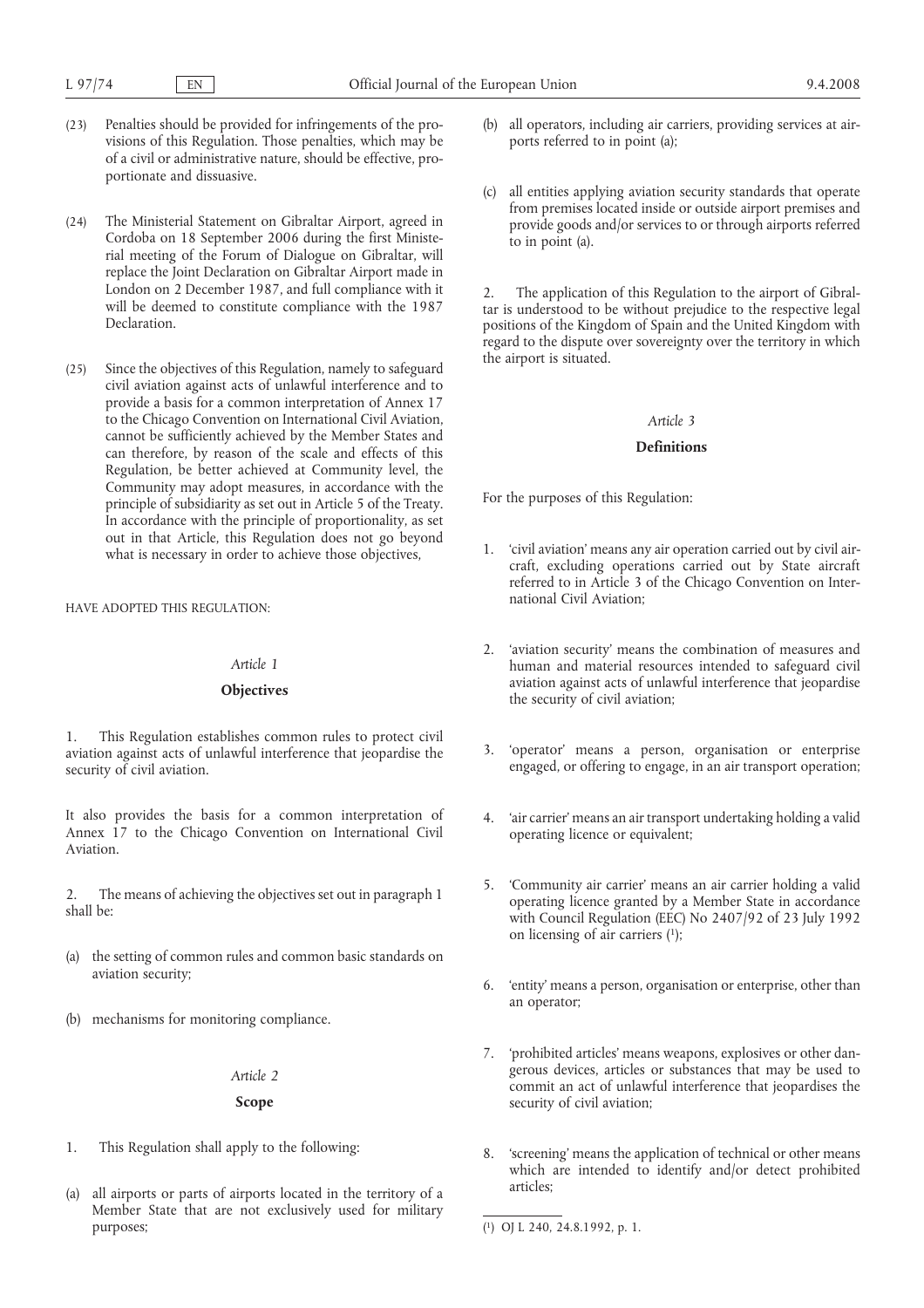(23) Penalties should be provided for infringements of the provisions of this Regulation. Those penalties, which may be of a civil or administrative nature, should be effective, proportionate and dissuasive.

(24) The Ministerial Statement on Gibraltar Airport, agreed in Cordoba on 18 September 2006 during the first Ministerial meeting of the Forum of Dialogue on Gibraltar, will replace the Joint Declaration on Gibraltar Airport made in London on 2 December 1987, and full compliance with it will be deemed to constitute compliance with the 1987 Declaration.

(25) Since the objectives of this Regulation, namely to safeguard civil aviation against acts of unlawful interference and to provide a basis for a common interpretation of Annex 17 to the Chicago Convention on International Civil Aviation, cannot be sufficiently achieved by the Member States and can therefore, by reason of the scale and effects of this Regulation, be better achieved at Community level, the Community may adopt measures, in accordance with the principle of subsidiarity as set out in Article 5 of the Treaty. In accordance with the principle of proportionality, as set out in that Article, this Regulation does not go beyond what is necessary in order to achieve those objectives,

HAVE ADOPTED THIS REGULATION:

*Article 1*

**Objectives**

1. This Regulation establishes common rules to protect civil aviation against acts of unlawful interference that jeopardise the security of civil aviation.

It also provides the basis for a common interpretation of Annex 17 to the Chicago Convention on International Civil Aviation.

2. The means of achieving the objectives set out in paragraph 1 shall be:

(a) the setting of common rules and common basic standards on aviation security;

(b) mechanisms for monitoring compliance.

*Article 2*

**Scope**

1. This Regulation shall apply to the following:

(a) all airports or parts of airports located in the territory of a Member State that are not exclusively used for military purposes;

(b) all operators, including air carriers, providing services at airports referred to in point (a);

(c) all entities applying aviation security standards that operate from premises located inside or outside airport premises and provide goods and/or services to or through airports referred to in point (a).

2. The application of this Regulation to the airport of Gibraltar is understood to be without prejudice to the respective legal positions of the Kingdom of Spain and the United Kingdom with regard to the dispute over sovereignty over the territory in which the airport is situated.

*Article 3*

**Definitions**

For the purposes of this Regulation:

1. 'civil aviation' means any air operation carried out by civil aircraft, excluding operations carried out by State aircraft referred to in Article 3 of the Chicago Convention on International Civil Aviation;

2. 'aviation security' means the combination of measures and human and material resources intended to safeguard civil aviation against acts of unlawful interference that jeopardise the security of civil aviation;

3. 'operator' means a person, organisation or enterprise engaged, or offering to engage, in an air transport operation;

4. 'air carrier' means an air transport undertaking holding a valid operating licence or equivalent;

5. 'Community air carrier' means an air carrier holding a valid operating licence granted by a Member State in accordance with Council Regulation (EEC) No 2407/92 of 23 July 1992 on licensing of air carriers [1];

6. 'entity' means a person, organisation or enterprise, other than an operator;

7. 'prohibited articles' means weapons, explosives or other dangerous devices, articles or substances that may be used to commit an act of unlawful interference that jeopardises the security of civil aviation;

8. 'screening' means the application of technical or other means which are intended to identify and/or detect prohibited articles;

---

[1] OJ L 240, 24.8.1992, p. 1.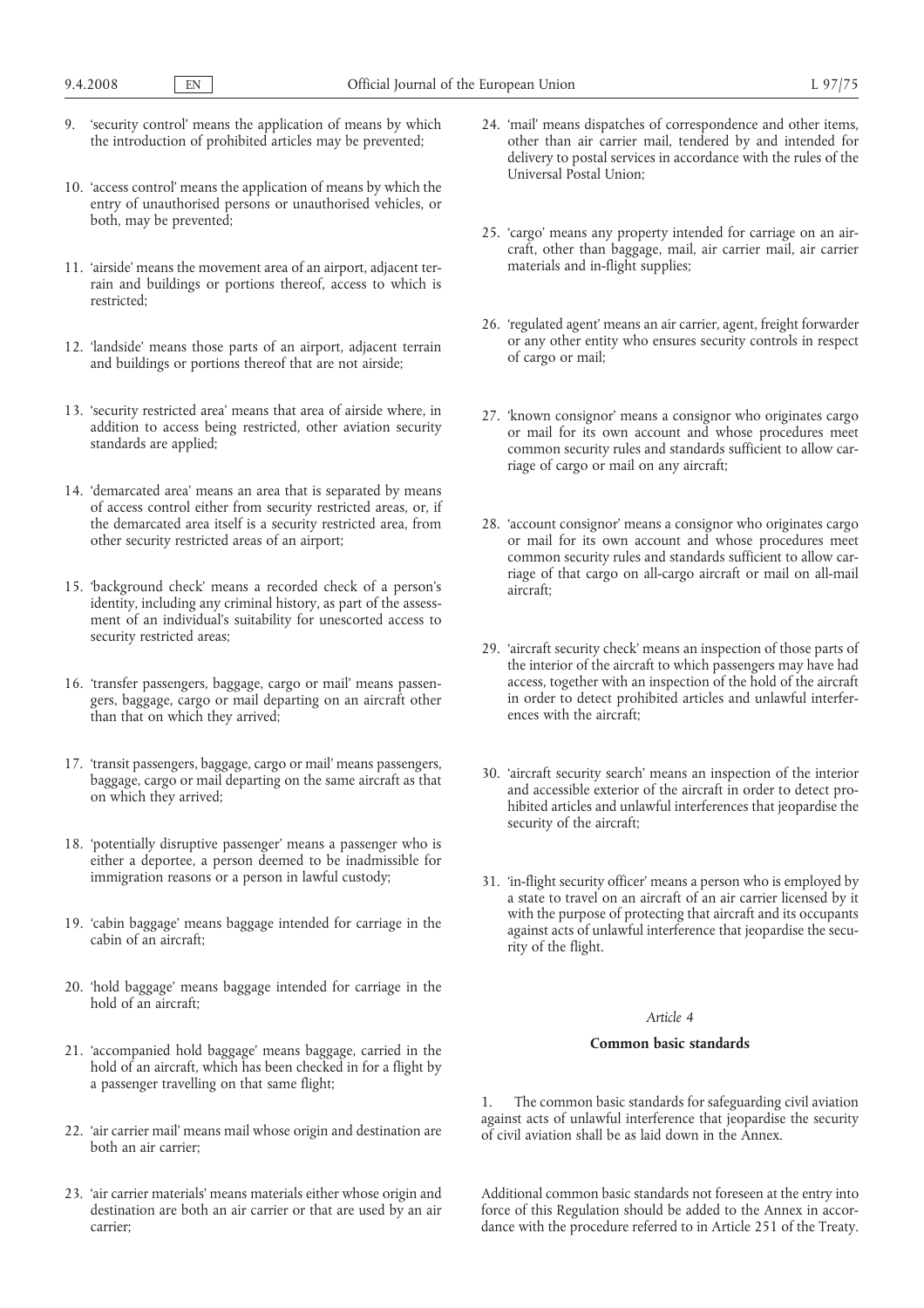9. 'security control' means the application of means by which the introduction of prohibited articles may be prevented;

10. 'access control' means the application of means by which the entry of unauthorised persons or unauthorised vehicles, or both, may be prevented;

11. 'airside' means the movement area of an airport, adjacent terrain and buildings or portions thereof, access to which is restricted;

12. 'landside' means those parts of an airport, adjacent terrain and buildings or portions thereof that are not airside;

13. 'security restricted area' means that area of airside where, in addition to access being restricted, other aviation security standards are applied;

14. 'demarcated area' means an area that is separated by means of access control either from security restricted areas, or, if the demarcated area itself is a security restricted area, from other security restricted areas of an airport;

15. 'background check' means a recorded check of a person's identity, including any criminal history, as part of the assessment of an individual's suitability for unescorted access to security restricted areas;

16. 'transfer passengers, baggage, cargo or mail' means passengers, baggage, cargo or mail departing on an aircraft other than that on which they arrived;

17. 'transit passengers, baggage, cargo or mail' means passengers, baggage, cargo or mail departing on the same aircraft as that on which they arrived;

18. 'potentially disruptive passenger' means a passenger who is either a deportee, a person deemed to be inadmissible for immigration reasons or a person in lawful custody;

19. 'cabin baggage' means baggage intended for carriage in the cabin of an aircraft;

20. 'hold baggage' means baggage intended for carriage in the hold of an aircraft;

21. 'accompanied hold baggage' means baggage, carried in the hold of an aircraft, which has been checked in for a flight by a passenger travelling on that same flight;

22. 'air carrier mail' means mail whose origin and destination are both an air carrier;

23. 'air carrier materials' means materials either whose origin and destination are both an air carrier or that are used by an air carrier;

24. 'mail' means dispatches of correspondence and other items, other than air carrier mail, tendered by and intended for delivery to postal services in accordance with the rules of the Universal Postal Union;

25. 'cargo' means any property intended for carriage on an aircraft, other than baggage, mail, air carrier mail, air carrier materials and in-flight supplies;

26. 'regulated agent' means an air carrier, agent, freight forwarder or any other entity who ensures security controls in respect of cargo or mail;

27. 'known consignor' means a consignor who originates cargo or mail for its own account and whose procedures meet common security rules and standards sufficient to allow carriage of cargo or mail on any aircraft;

28. 'account consignor' means a consignor who originates cargo or mail for its own account and whose procedures meet common security rules and standards sufficient to allow carriage of that cargo on all-cargo aircraft or mail on all-mail aircraft;

29. 'aircraft security check' means an inspection of those parts of the interior of the aircraft to which passengers may have had access, together with an inspection of the hold of the aircraft in order to detect prohibited articles and unlawful interferences with the aircraft;

30. 'aircraft security search' means an inspection of the interior and accessible exterior of the aircraft in order to detect prohibited articles and unlawful interferences that jeopardise the security of the aircraft;

31. 'in-flight security officer' means a person who is employed by a state to travel on an aircraft of an air carrier licensed by it with the purpose of protecting that aircraft and its occupants against acts of unlawful interference that jeopardise the security of the flight.

*Article 4*

**Common basic standards**

1. The common basic standards for safeguarding civil aviation against acts of unlawful interference that jeopardise the security of civil aviation shall be as laid down in the Annex.

Additional common basic standards not foreseen at the entry into force of this Regulation should be added to the Annex in accordance with the procedure referred to in Article 251 of the Treaty.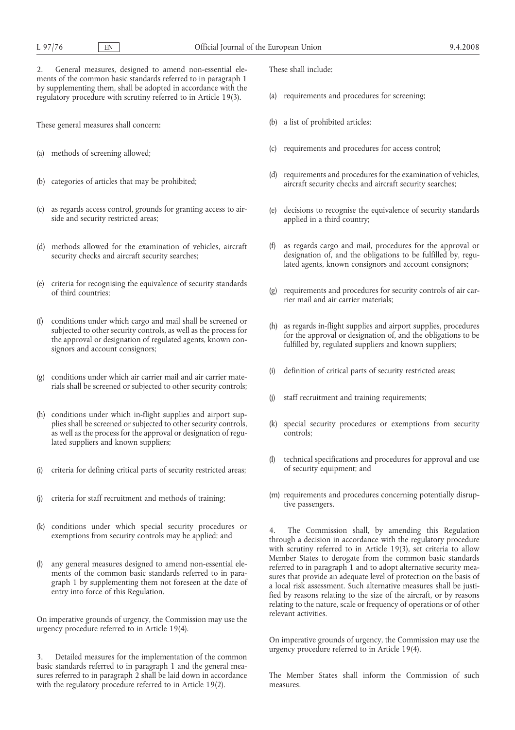2. General measures, designed to amend non-essential elements of the common basic standards referred to in paragraph 1 by supplementing them, shall be adopted in accordance with the regulatory procedure with scrutiny referred to in Article 19(3).

These general measures shall concern:

(a) methods of screening allowed;

(b) categories of articles that may be prohibited;

(c) as regards access control, grounds for granting access to airside and security restricted areas;

(d) methods allowed for the examination of vehicles, aircraft security checks and aircraft security searches;

(e) criteria for recognising the equivalence of security standards of third countries;

(f) conditions under which cargo and mail shall be screened or subjected to other security controls, as well as the process for the approval or designation of regulated agents, known consignors and account consignors;

(g) conditions under which air carrier mail and air carrier materials shall be screened or subjected to other security controls;

(h) conditions under which in-flight supplies and airport supplies shall be screened or subjected to other security controls, as well as the process for the approval or designation of regulated suppliers and known suppliers;

(i) criteria for defining critical parts of security restricted areas;

(j) criteria for staff recruitment and methods of training;

(k) conditions under which special security procedures or exemptions from security controls may be applied; and

(l) any general measures designed to amend non-essential elements of the common basic standards referred to in paragraph 1 by supplementing them not foreseen at the date of entry into force of this Regulation.

On imperative grounds of urgency, the Commission may use the urgency procedure referred to in Article 19(4).

3. Detailed measures for the implementation of the common basic standards referred to in paragraph 1 and the general measures referred to in paragraph 2 shall be laid down in accordance with the regulatory procedure referred to in Article 19(2).

These shall include:

(a) requirements and procedures for screening;

(b) a list of prohibited articles;

(c) requirements and procedures for access control;

(d) requirements and procedures for the examination of vehicles, aircraft security checks and aircraft security searches;

(e) decisions to recognise the equivalence of security standards applied in a third country;

(f) as regards cargo and mail, procedures for the approval or designation of, and the obligations to be fulfilled by, regulated agents, known consignors and account consignors;

(g) requirements and procedures for security controls of air carrier mail and air carrier materials;

(h) as regards in-flight supplies and airport supplies, procedures for the approval or designation of, and the obligations to be fulfilled by, regulated suppliers and known suppliers;

(i) definition of critical parts of security restricted areas;

(j) staff recruitment and training requirements;

(k) special security procedures or exemptions from security controls;

(l) technical specifications and procedures for approval and use of security equipment; and

(m) requirements and procedures concerning potentially disruptive passengers.

4. The Commission shall, by amending this Regulation through a decision in accordance with the regulatory procedure with scrutiny referred to in Article 19(3), set criteria to allow Member States to derogate from the common basic standards referred to in paragraph 1 and to adopt alternative security measures that provide an adequate level of protection on the basis of a local risk assessment. Such alternative measures shall be justified by reasons relating to the size of the aircraft, or by reasons relating to the nature, scale or frequency of operations or of other relevant activities.

On imperative grounds of urgency, the Commission may use the urgency procedure referred to in Article 19(4).

The Member States shall inform the Commission of such measures.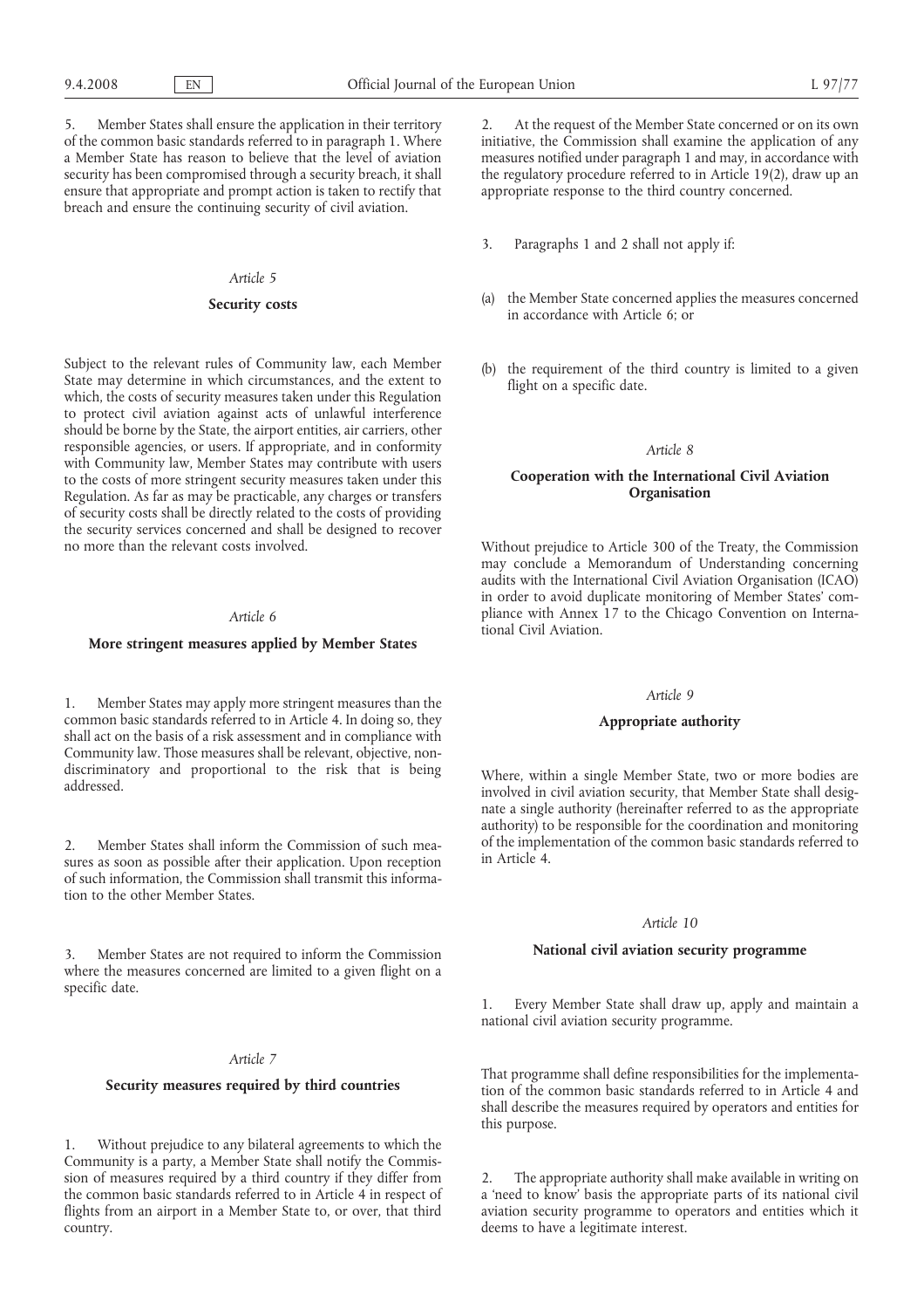5. Member States shall ensure the application in their territory of the common basic standards referred to in paragraph 1. Where a Member State has reason to believe that the level of aviation security has been compromised through a security breach, it shall ensure that appropriate and prompt action is taken to rectify that breach and ensure the continuing security of civil aviation.

*Article 5*

**Security costs**

Subject to the relevant rules of Community law, each Member State may determine in which circumstances, and the extent to which, the costs of security measures taken under this Regulation to protect civil aviation against acts of unlawful interference should be borne by the State, the airport entities, air carriers, other responsible agencies, or users. If appropriate, and in conformity with Community law, Member States may contribute with users to the costs of more stringent security measures taken under this Regulation. As far as may be practicable, any charges or transfers of security costs shall be directly related to the costs of providing the security services concerned and shall be designed to recover no more than the relevant costs involved.

*Article 6*

**More stringent measures applied by Member States**

1. Member States may apply more stringent measures than the common basic standards referred to in Article 4. In doing so, they shall act on the basis of a risk assessment and in compliance with Community law. Those measures shall be relevant, objective, non-discriminatory and proportional to the risk that is being addressed.

2. Member States shall inform the Commission of such measures as soon as possible after their application. Upon reception of such information, the Commission shall transmit this information to the other Member States.

3. Member States are not required to inform the Commission where the measures concerned are limited to a given flight on a specific date.

*Article 7*

**Security measures required by third countries**

1. Without prejudice to any bilateral agreements to which the Community is a party, a Member State shall notify the Commission of measures required by a third country if they differ from the common basic standards referred to in Article 4 in respect of flights from an airport in a Member State to, or over, that third country.

2. At the request of the Member State concerned or on its own initiative, the Commission shall examine the application of any measures notified under paragraph 1 and may, in accordance with the regulatory procedure referred to in Article 19(2), draw up an appropriate response to the third country concerned.

3. Paragraphs 1 and 2 shall not apply if:

(a) the Member State concerned applies the measures concerned in accordance with Article 6; or

(b) the requirement of the third country is limited to a given flight on a specific date.

*Article 8*

**Cooperation with the International Civil Aviation Organisation**

Without prejudice to Article 300 of the Treaty, the Commission may conclude a Memorandum of Understanding concerning audits with the International Civil Aviation Organisation (ICAO) in order to avoid duplicate monitoring of Member States' compliance with Annex 17 to the Chicago Convention on International Civil Aviation.

*Article 9*

**Appropriate authority**

Where, within a single Member State, two or more bodies are involved in civil aviation security, that Member State shall designate a single authority (hereinafter referred to as the appropriate authority) to be responsible for the coordination and monitoring of the implementation of the common basic standards referred to in Article 4.

*Article 10*

**National civil aviation security programme**

1. Every Member State shall draw up, apply and maintain a national civil aviation security programme.

That programme shall define responsibilities for the implementation of the common basic standards referred to in Article 4 and shall describe the measures required by operators and entities for this purpose.

2. The appropriate authority shall make available in writing on a 'need to know' basis the appropriate parts of its national civil aviation security programme to operators and entities which it deems to have a legitimate interest.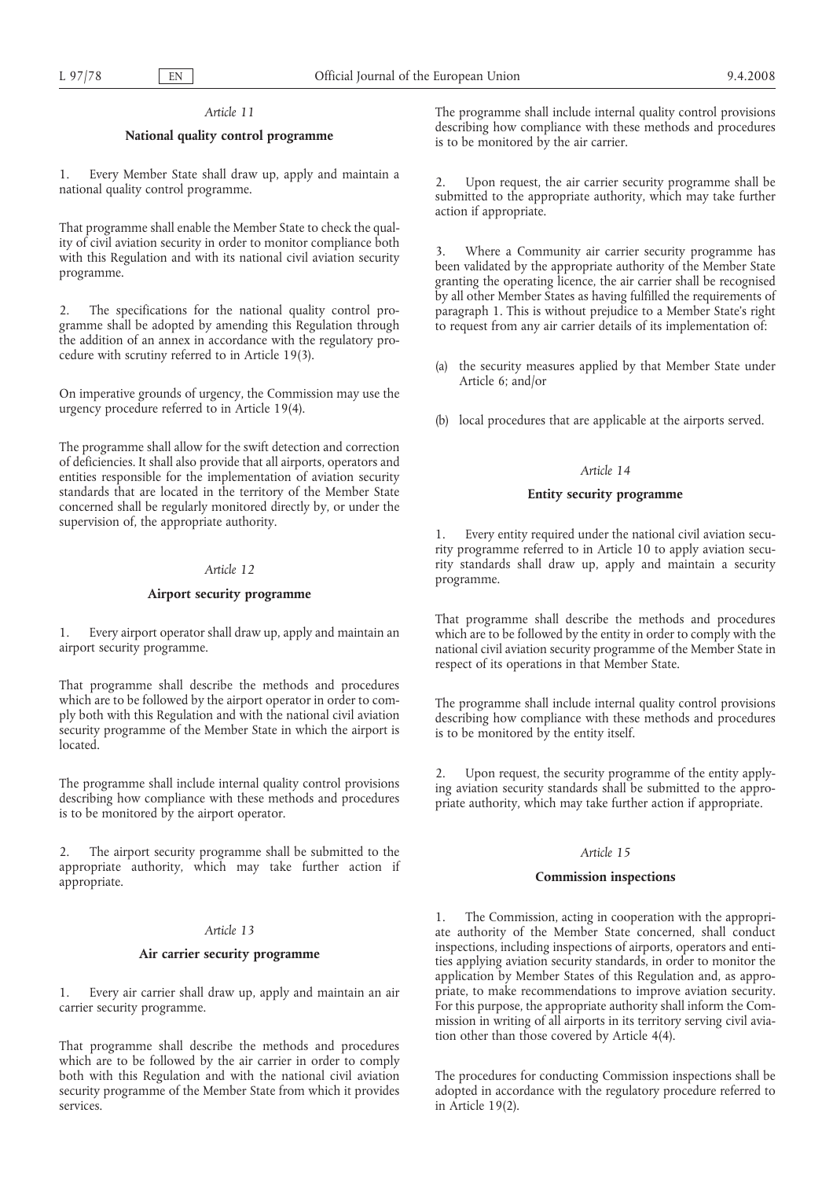*Article 11*

**National quality control programme**

1. Every Member State shall draw up, apply and maintain a national quality control programme.

That programme shall enable the Member State to check the quality of civil aviation security in order to monitor compliance both with this Regulation and with its national civil aviation security programme.

2. The specifications for the national quality control programme shall be adopted by amending this Regulation through the addition of an annex in accordance with the regulatory procedure with scrutiny referred to in Article 19(3).

On imperative grounds of urgency, the Commission may use the urgency procedure referred to in Article 19(4).

The programme shall allow for the swift detection and correction of deficiencies. It shall also provide that all airports, operators and entities responsible for the implementation of aviation security standards that are located in the territory of the Member State concerned shall be regularly monitored directly by, or under the supervision of, the appropriate authority.

*Article 12*

**Airport security programme**

1. Every airport operator shall draw up, apply and maintain an airport security programme.

That programme shall describe the methods and procedures which are to be followed by the airport operator in order to comply both with this Regulation and with the national civil aviation security programme of the Member State in which the airport is located.

The programme shall include internal quality control provisions describing how compliance with these methods and procedures is to be monitored by the airport operator.

2. The airport security programme shall be submitted to the appropriate authority, which may take further action if appropriate.

*Article 13*

**Air carrier security programme**

1. Every air carrier shall draw up, apply and maintain an air carrier security programme.

That programme shall describe the methods and procedures which are to be followed by the air carrier in order to comply both with this Regulation and with the national civil aviation security programme of the Member State from which it provides services.

The programme shall include internal quality control provisions describing how compliance with these methods and procedures is to be monitored by the air carrier.

2. Upon request, the air carrier security programme shall be submitted to the appropriate authority, which may take further action if appropriate.

3. Where a Community air carrier security programme has been validated by the appropriate authority of the Member State granting the operating licence, the air carrier shall be recognised by all other Member States as having fulfilled the requirements of paragraph 1. This is without prejudice to a Member State's right to request from any air carrier details of its implementation of:

(a) the security measures applied by that Member State under Article 6; and/or

(b) local procedures that are applicable at the airports served.

*Article 14*

**Entity security programme**

1. Every entity required under the national civil aviation security programme referred to in Article 10 to apply aviation security standards shall draw up, apply and maintain a security programme.

That programme shall describe the methods and procedures which are to be followed by the entity in order to comply with the national civil aviation security programme of the Member State in respect of its operations in that Member State.

The programme shall include internal quality control provisions describing how compliance with these methods and procedures is to be monitored by the entity itself.

2. Upon request, the security programme of the entity applying aviation security standards shall be submitted to the appropriate authority, which may take further action if appropriate.

*Article 15*

**Commission inspections**

1. The Commission, acting in cooperation with the appropriate authority of the Member State concerned, shall conduct inspections, including inspections of airports, operators and entities applying aviation security standards, in order to monitor the application by Member States of this Regulation and, as appropriate, to make recommendations to improve aviation security. For this purpose, the appropriate authority shall inform the Commission in writing of all airports in its territory serving civil aviation other than those covered by Article 4(4).

The procedures for conducting Commission inspections shall be adopted in accordance with the regulatory procedure referred to in Article 19(2).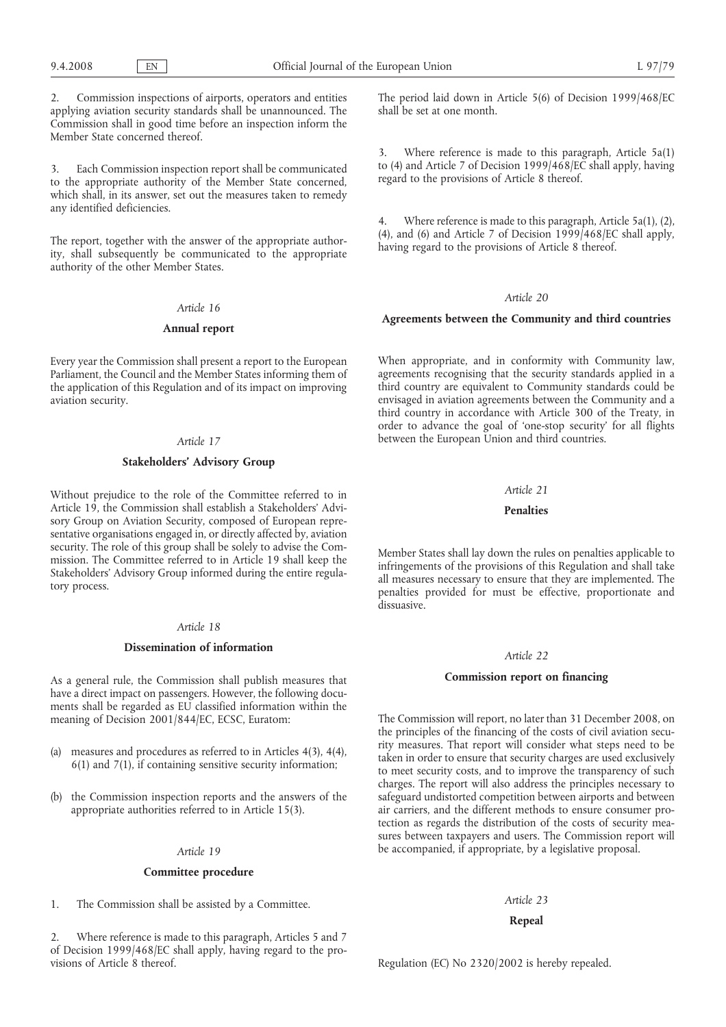2. Commission inspections of airports, operators and entities applying aviation security standards shall be unannounced. The Commission shall in good time before an inspection inform the Member State concerned thereof.

3. Each Commission inspection report shall be communicated to the appropriate authority of the Member State concerned, which shall, in its answer, set out the measures taken to remedy any identified deficiencies.

The report, together with the answer of the appropriate authority, shall subsequently be communicated to the appropriate authority of the other Member States.

*Article 16*

**Annual report**

Every year the Commission shall present a report to the European Parliament, the Council and the Member States informing them of the application of this Regulation and of its impact on improving aviation security.

*Article 17*

**Stakeholders' Advisory Group**

Without prejudice to the role of the Committee referred to in Article 19, the Commission shall establish a Stakeholders' Advisory Group on Aviation Security, composed of European representative organisations engaged in, or directly affected by, aviation security. The role of this group shall be solely to advise the Commission. The Committee referred to in Article 19 shall keep the Stakeholders' Advisory Group informed during the entire regulatory process.

*Article 18*

**Dissemination of information**

As a general rule, the Commission shall publish measures that have a direct impact on passengers. However, the following documents shall be regarded as EU classified information within the meaning of Decision 2001/844/EC, ECSC, Euratom:

(a) measures and procedures as referred to in Articles 4(3), 4(4), 6(1) and 7(1), if containing sensitive security information;

(b) the Commission inspection reports and the answers of the appropriate authorities referred to in Article 15(3).

*Article 19*

**Committee procedure**

1. The Commission shall be assisted by a Committee.

2. Where reference is made to this paragraph, Articles 5 and 7 of Decision 1999/468/EC shall apply, having regard to the provisions of Article 8 thereof.

The period laid down in Article 5(6) of Decision 1999/468/EC shall be set at one month.

3. Where reference is made to this paragraph, Article 5a(1) to (4) and Article 7 of Decision 1999/468/EC shall apply, having regard to the provisions of Article 8 thereof.

4. Where reference is made to this paragraph, Article 5a(1), (2), (4), and (6) and Article 7 of Decision 1999/468/EC shall apply, having regard to the provisions of Article 8 thereof.

*Article 20*

**Agreements between the Community and third countries**

When appropriate, and in conformity with Community law, agreements recognising that the security standards applied in a third country are equivalent to Community standards could be envisaged in aviation agreements between the Community and a third country in accordance with Article 300 of the Treaty, in order to advance the goal of 'one-stop security' for all flights between the European Union and third countries.

*Article 21*

**Penalties**

Member States shall lay down the rules on penalties applicable to infringements of the provisions of this Regulation and shall take all measures necessary to ensure that they are implemented. The penalties provided for must be effective, proportionate and dissuasive.

*Article 22*

**Commission report on financing**

The Commission will report, no later than 31 December 2008, on the principles of the financing of the costs of civil aviation security measures. That report will consider what steps need to be taken in order to ensure that security charges are used exclusively to meet security costs, and to improve the transparency of such charges. The report will also address the principles necessary to safeguard undistorted competition between airports and between air carriers, and the different methods to ensure consumer protection as regards the distribution of the costs of security measures between taxpayers and users. The Commission report will be accompanied, if appropriate, by a legislative proposal.

*Article 23*

**Repeal**

Regulation (EC) No 2320/2002 is hereby repealed.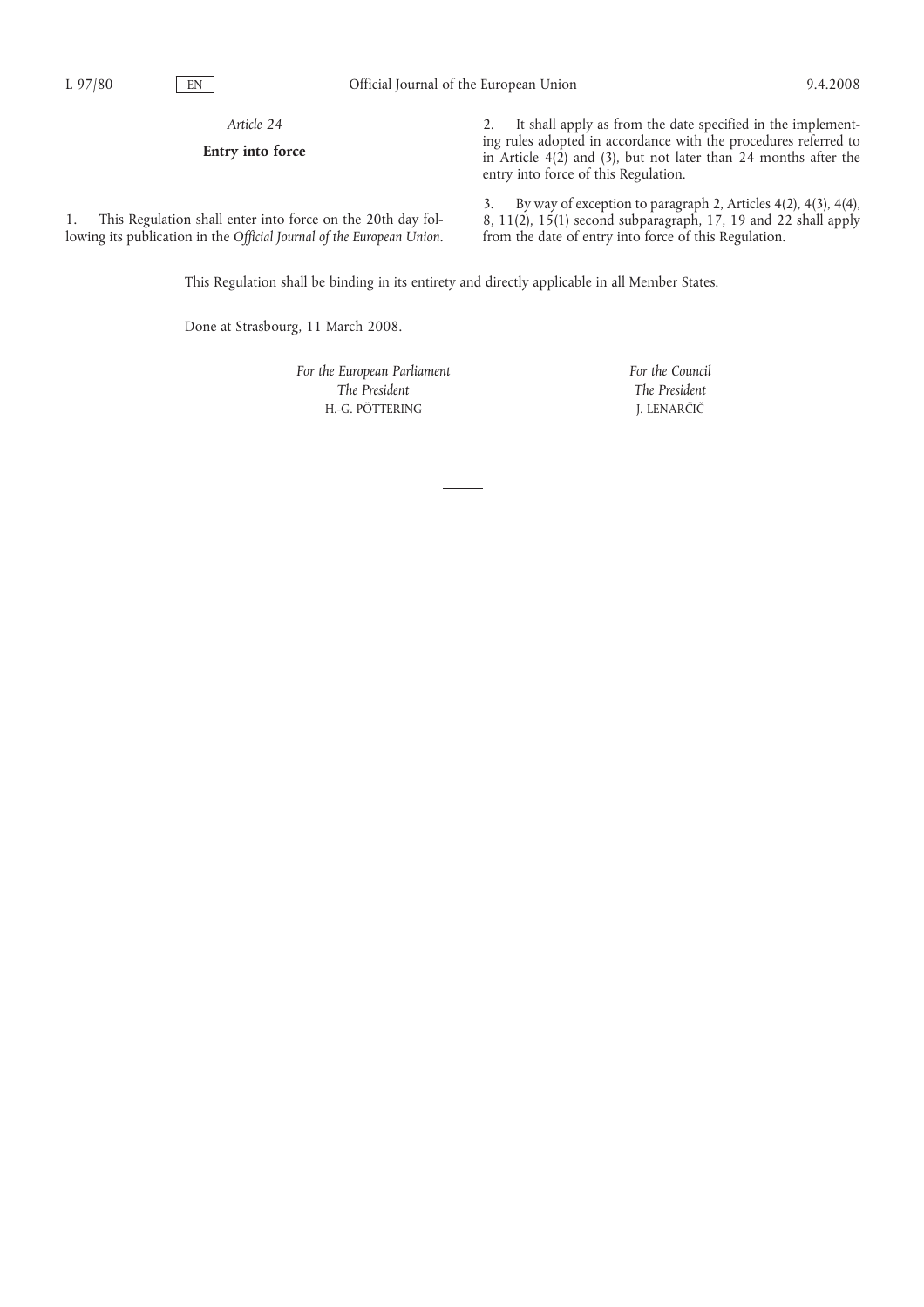*Article 24*

**Entry into force**

1. This Regulation shall enter into force on the 20th day following its publication in the *Official Journal of the European Union*.

2. It shall apply as from the date specified in the implementing rules adopted in accordance with the procedures referred to in Article 4(2) and (3), but not later than 24 months after the entry into force of this Regulation.

3. By way of exception to paragraph 2, Articles 4(2), 4(3), 4(4), 8, 11(2), 15(1) second subparagraph, 17, 19 and 22 shall apply from the date of entry into force of this Regulation.

This Regulation shall be binding in its entirety and directly applicable in all Member States.

Done at Strasbourg, 11 March 2008.

*For the European Parliament*
*The President*
H.-G. PÖTTERING

*For the Council*
*The President*
J. LENARČIČ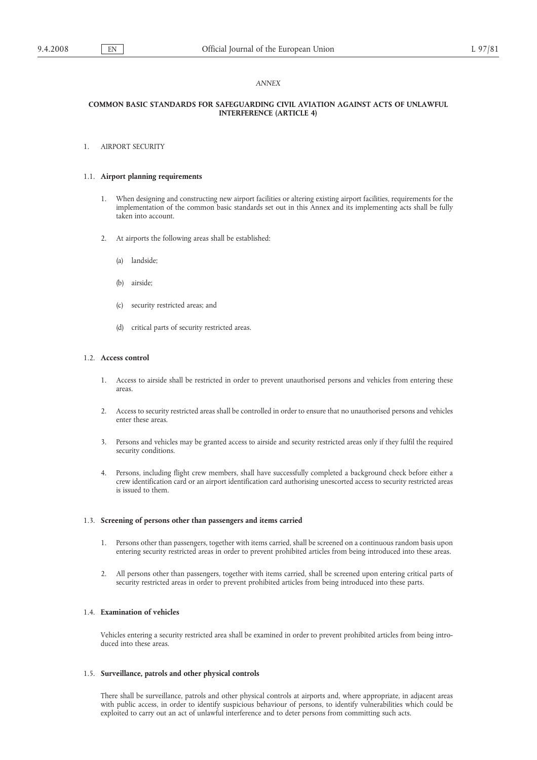*ANNEX*

**COMMON BASIC STANDARDS FOR SAFEGUARDING CIVIL AVIATION AGAINST ACTS OF UNLAWFUL INTERFERENCE (ARTICLE 4)**

1. AIRPORT SECURITY

1.1. **Airport planning requirements**

1. When designing and constructing new airport facilities or altering existing airport facilities, requirements for the implementation of the common basic standards set out in this Annex and its implementing acts shall be fully taken into account.

2. At airports the following areas shall be established:

   (a) landside;

   (b) airside;

   (c) security restricted areas; and

   (d) critical parts of security restricted areas.

1.2. **Access control**

1. Access to airside shall be restricted in order to prevent unauthorised persons and vehicles from entering these areas.

2. Access to security restricted areas shall be controlled in order to ensure that no unauthorised persons and vehicles enter these areas.

3. Persons and vehicles may be granted access to airside and security restricted areas only if they fulfil the required security conditions.

4. Persons, including flight crew members, shall have successfully completed a background check before either a crew identification card or an airport identification card authorising unescorted access to security restricted areas is issued to them.

1.3. **Screening of persons other than passengers and items carried**

1. Persons other than passengers, together with items carried, shall be screened on a continuous random basis upon entering security restricted areas in order to prevent prohibited articles from being introduced into these areas.

2. All persons other than passengers, together with items carried, shall be screened upon entering critical parts of security restricted areas in order to prevent prohibited articles from being introduced into these parts.

1.4. **Examination of vehicles**

Vehicles entering a security restricted area shall be examined in order to prevent prohibited articles from being introduced into these areas.

1.5. **Surveillance, patrols and other physical controls**

There shall be surveillance, patrols and other physical controls at airports and, where appropriate, in adjacent areas with public access, in order to identify suspicious behaviour of persons, to identify vulnerabilities which could be exploited to carry out an act of unlawful interference and to deter persons from committing such acts.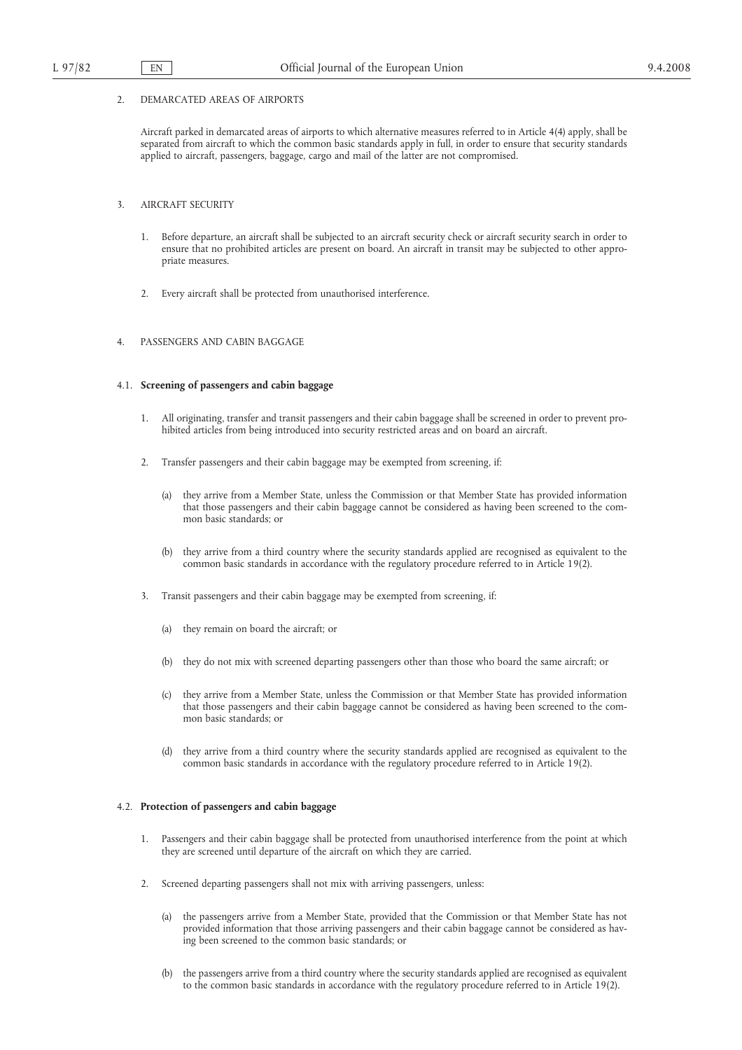## 2. DEMARCATED AREAS OF AIRPORTS

Aircraft parked in demarcated areas of airports to which alternative measures referred to in Article 4(4) apply, shall be separated from aircraft to which the common basic standards apply in full, in order to ensure that security standards applied to aircraft, passengers, baggage, cargo and mail of the latter are not compromised.

## 3. AIRCRAFT SECURITY

1. Before departure, an aircraft shall be subjected to an aircraft security check or aircraft security search in order to ensure that no prohibited articles are present on board. An aircraft in transit may be subjected to other appropriate measures.

2. Every aircraft shall be protected from unauthorised interference.

## 4. PASSENGERS AND CABIN BAGGAGE

### 4.1. **Screening of passengers and cabin baggage**

1. All originating, transfer and transit passengers and their cabin baggage shall be screened in order to prevent prohibited articles from being introduced into security restricted areas and on board an aircraft.

2. Transfer passengers and their cabin baggage may be exempted from screening, if:

   (a) they arrive from a Member State, unless the Commission or that Member State has provided information that those passengers and their cabin baggage cannot be considered as having been screened to the common basic standards; or

   (b) they arrive from a third country where the security standards applied are recognised as equivalent to the common basic standards in accordance with the regulatory procedure referred to in Article 19(2).

3. Transit passengers and their cabin baggage may be exempted from screening, if:

   (a) they remain on board the aircraft; or

   (b) they do not mix with screened departing passengers other than those who board the same aircraft; or

   (c) they arrive from a Member State, unless the Commission or that Member State has provided information that those passengers and their cabin baggage cannot be considered as having been screened to the common basic standards; or

   (d) they arrive from a third country where the security standards applied are recognised as equivalent to the common basic standards in accordance with the regulatory procedure referred to in Article 19(2).

### 4.2. **Protection of passengers and cabin baggage**

1. Passengers and their cabin baggage shall be protected from unauthorised interference from the point at which they are screened until departure of the aircraft on which they are carried.

2. Screened departing passengers shall not mix with arriving passengers, unless:

   (a) the passengers arrive from a Member State, provided that the Commission or that Member State has not provided information that those arriving passengers and their cabin baggage cannot be considered as having been screened to the common basic standards; or

   (b) the passengers arrive from a third country where the security standards applied are recognised as equivalent to the common basic standards in accordance with the regulatory procedure referred to in Article 19(2).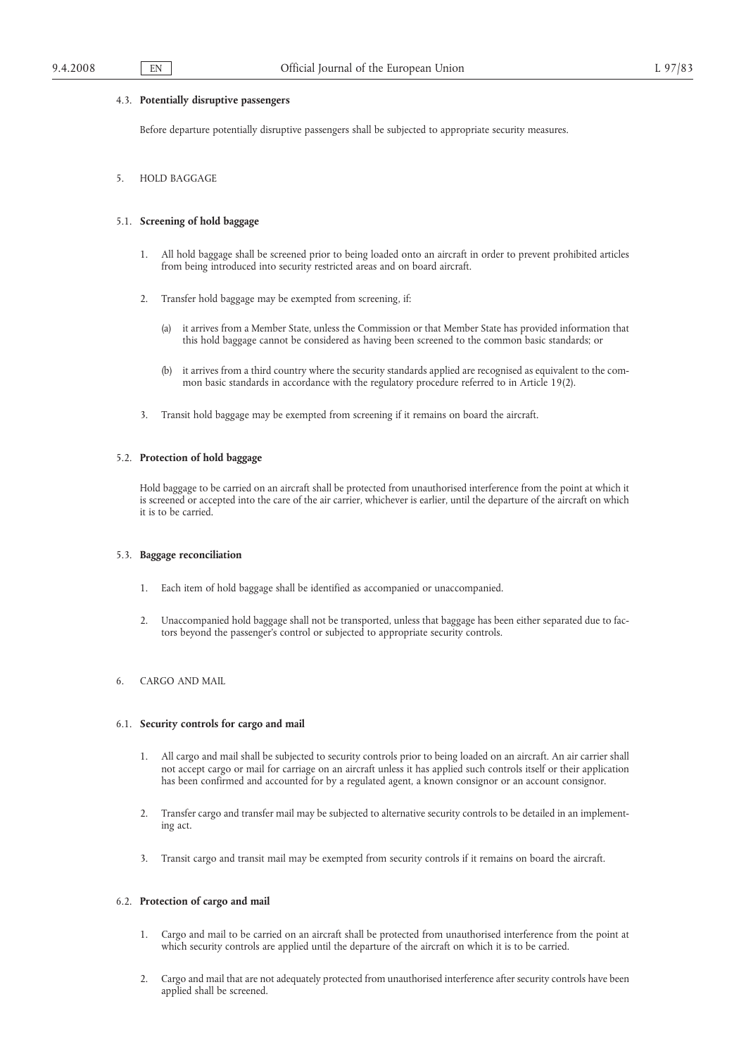4.3. **Potentially disruptive passengers**

Before departure potentially disruptive passengers shall be subjected to appropriate security measures.

5. HOLD BAGGAGE

5.1. **Screening of hold baggage**

1. All hold baggage shall be screened prior to being loaded onto an aircraft in order to prevent prohibited articles from being introduced into security restricted areas and on board aircraft.

2. Transfer hold baggage may be exempted from screening, if:

   (a) it arrives from a Member State, unless the Commission or that Member State has provided information that this hold baggage cannot be considered as having been screened to the common basic standards; or

   (b) it arrives from a third country where the security standards applied are recognised as equivalent to the common basic standards in accordance with the regulatory procedure referred to in Article 19(2).

3. Transit hold baggage may be exempted from screening if it remains on board the aircraft.

5.2. **Protection of hold baggage**

Hold baggage to be carried on an aircraft shall be protected from unauthorised interference from the point at which it is screened or accepted into the care of the air carrier, whichever is earlier, until the departure of the aircraft on which it is to be carried.

5.3. **Baggage reconciliation**

1. Each item of hold baggage shall be identified as accompanied or unaccompanied.

2. Unaccompanied hold baggage shall not be transported, unless that baggage has been either separated due to factors beyond the passenger's control or subjected to appropriate security controls.

6. CARGO AND MAIL

6.1. **Security controls for cargo and mail**

1. All cargo and mail shall be subjected to security controls prior to being loaded on an aircraft. An air carrier shall not accept cargo or mail for carriage on an aircraft unless it has applied such controls itself or their application has been confirmed and accounted for by a regulated agent, a known consignor or an account consignor.

2. Transfer cargo and transfer mail may be subjected to alternative security controls to be detailed in an implementing act.

3. Transit cargo and transit mail may be exempted from security controls if it remains on board the aircraft.

6.2. **Protection of cargo and mail**

1. Cargo and mail to be carried on an aircraft shall be protected from unauthorised interference from the point at which security controls are applied until the departure of the aircraft on which it is to be carried.

2. Cargo and mail that are not adequately protected from unauthorised interference after security controls have been applied shall be screened.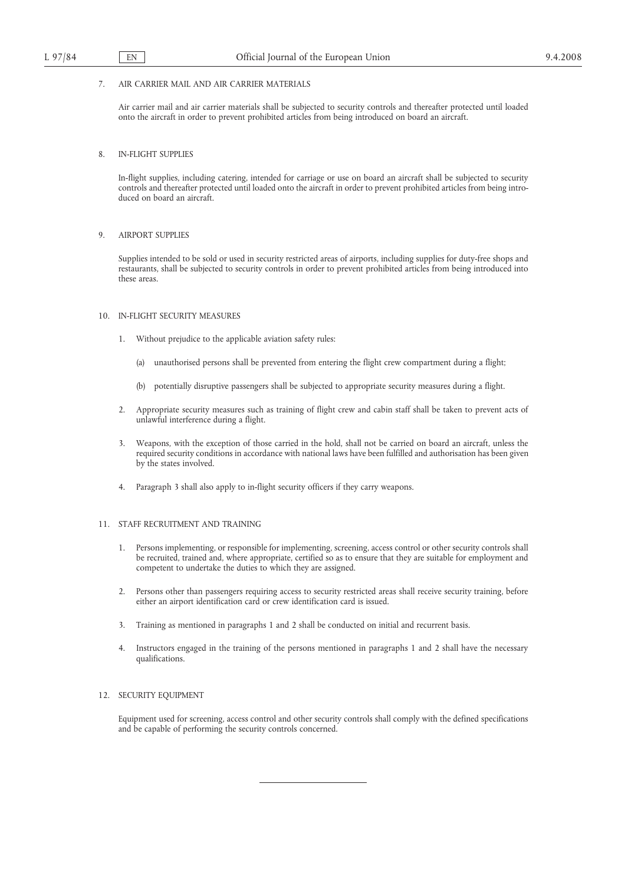7. AIR CARRIER MAIL AND AIR CARRIER MATERIALS

Air carrier mail and air carrier materials shall be subjected to security controls and thereafter protected until loaded onto the aircraft in order to prevent prohibited articles from being introduced on board an aircraft.

8. IN-FLIGHT SUPPLIES

In-flight supplies, including catering, intended for carriage or use on board an aircraft shall be subjected to security controls and thereafter protected until loaded onto the aircraft in order to prevent prohibited articles from being introduced on board an aircraft.

9. AIRPORT SUPPLIES

Supplies intended to be sold or used in security restricted areas of airports, including supplies for duty-free shops and restaurants, shall be subjected to security controls in order to prevent prohibited articles from being introduced into these areas.

10. IN-FLIGHT SECURITY MEASURES

1. Without prejudice to the applicable aviation safety rules:

   (a) unauthorised persons shall be prevented from entering the flight crew compartment during a flight;

   (b) potentially disruptive passengers shall be subjected to appropriate security measures during a flight.

2. Appropriate security measures such as training of flight crew and cabin staff shall be taken to prevent acts of unlawful interference during a flight.

3. Weapons, with the exception of those carried in the hold, shall not be carried on board an aircraft, unless the required security conditions in accordance with national laws have been fulfilled and authorisation has been given by the states involved.

4. Paragraph 3 shall also apply to in-flight security officers if they carry weapons.

11. STAFF RECRUITMENT AND TRAINING

1. Persons implementing, or responsible for implementing, screening, access control or other security controls shall be recruited, trained and, where appropriate, certified so as to ensure that they are suitable for employment and competent to undertake the duties to which they are assigned.

2. Persons other than passengers requiring access to security restricted areas shall receive security training, before either an airport identification card or crew identification card is issued.

3. Training as mentioned in paragraphs 1 and 2 shall be conducted on initial and recurrent basis.

4. Instructors engaged in the training of the persons mentioned in paragraphs 1 and 2 shall have the necessary qualifications.

12. SECURITY EQUIPMENT

Equipment used for screening, access control and other security controls shall comply with the defined specifications and be capable of performing the security controls concerned.